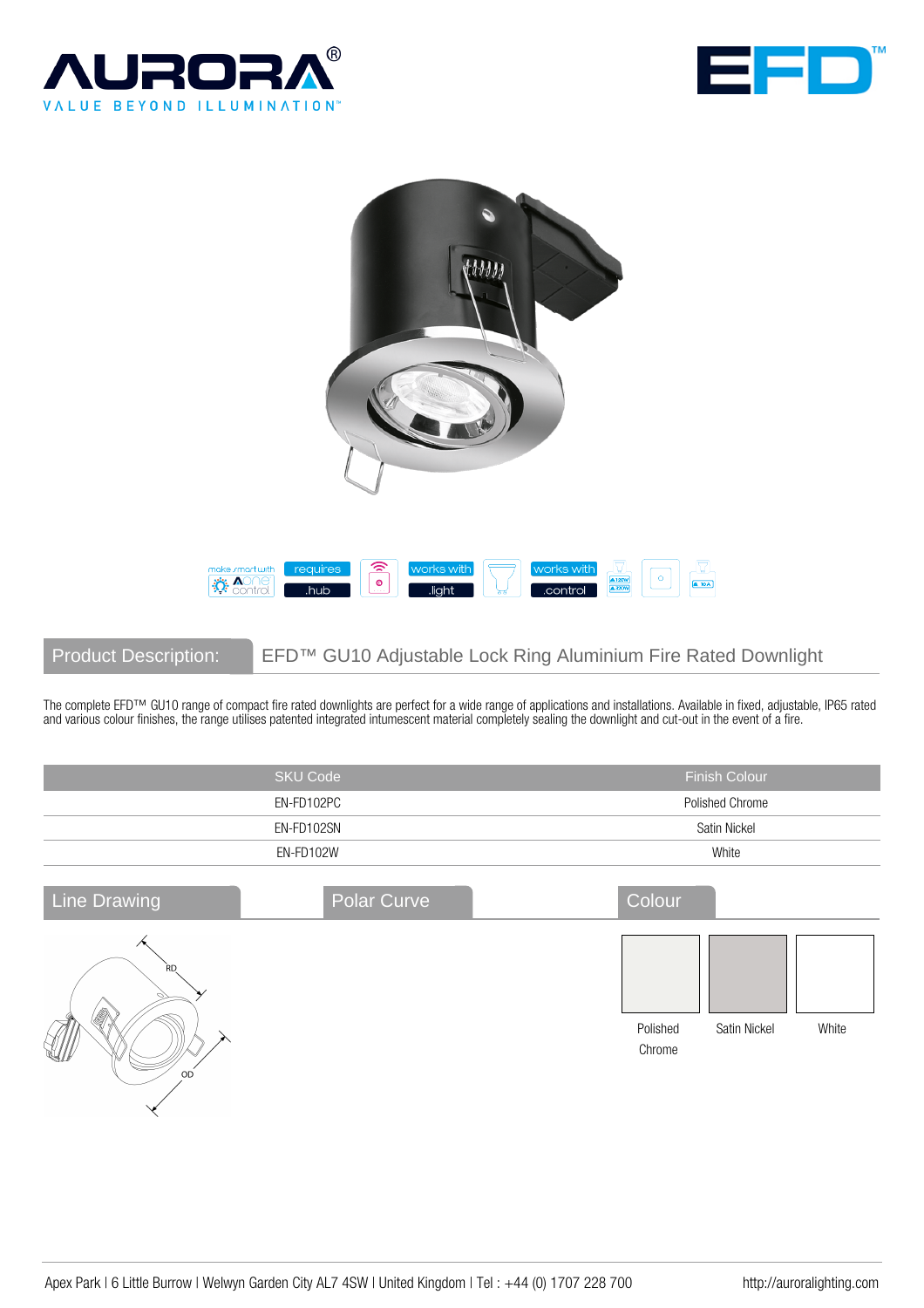AURORA®

VALUE BEYOND ILLUMINATION™

EFD™

make smart with Aone control | requires .hub | works with .light | works with .control

## Product Description: EFD™ GU10 Adjustable Lock Ring Aluminium Fire Rated Downlight

The complete EFD™ GU10 range of compact fire rated downlights are perfect for a wide range of applications and installations. Available in fixed, adjustable, IP65 rated and various colour finishes, the range utilises patented integrated intumescent material completely sealing the downlight and cut-out in the event of a fire.

| SKU Code | Finish Colour |
| --- | --- |
| EN-FD102PC | Polished Chrome |
| EN-FD102SN | Satin Nickel |
| EN-FD102W | White |

## Line Drawing

RD

OD

## Polar Curve

## Colour

Polished Chrome | Satin Nickel | White

Apex Park | 6 Little Burrow | Welwyn Garden City AL7 4SW | United Kingdom | Tel : +44 (0) 1707 228 700 http://auroralighting.com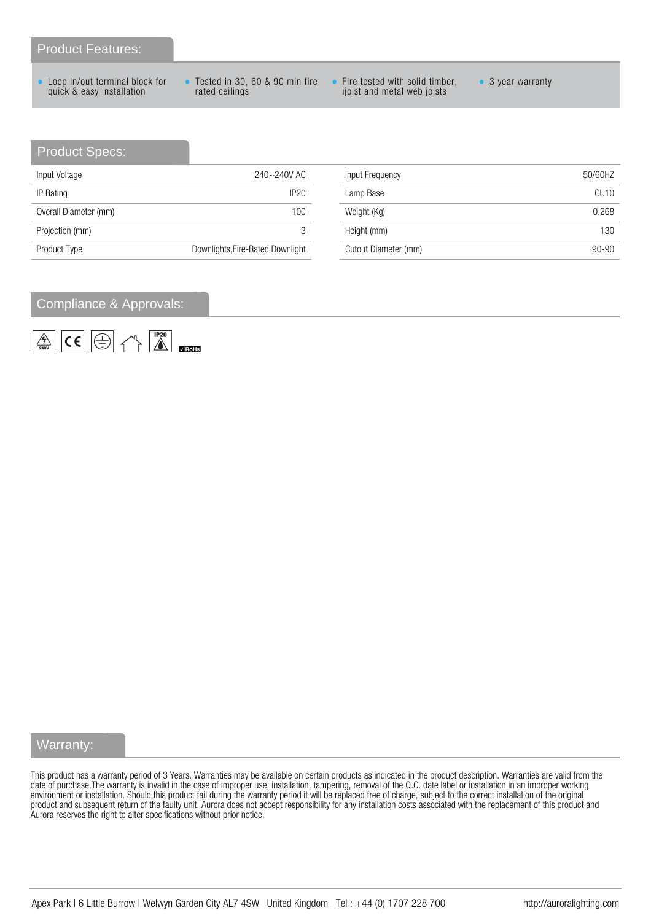## Product Features:

- Loop in/out terminal block for quick & easy installation
- Tested in 30, 60 & 90 min fire rated ceilings
- Fire tested with solid timber, ijoist and metal web joists
- 3 year warranty

## Product Specs:

| | | | |
|---|---|---|---|
| Input Voltage | 240~240V AC | Input Frequency | 50/60HZ |
| IP Rating | IP20 | Lamp Base | GU10 |
| Overall Diameter (mm) | 100 | Weight (Kg) | 0.268 |
| Projection (mm) | 3 | Height (mm) | 130 |
| Product Type | Downlights,Fire-Rated Downlight | Cutout Diameter (mm) | 90-90 |

## Compliance & Approvals:

240V CE IP20 ✓ RoHS

## Warranty:

This product has a warranty period of 3 Years. Warranties may be available on certain products as indicated in the product description. Warranties are valid from the date of purchase.The warranty is invalid in the case of improper use, installation, tampering, removal of the Q.C. date label or installation in an improper working environment or installation. Should this product fail during the warranty period it will be replaced free of charge, subject to the correct installation of the original product and subsequent return of the faulty unit. Aurora does not accept responsibility for any installation costs associated with the replacement of this product and Aurora reserves the right to alter specifications without prior notice.

Apex Park | 6 Little Burrow | Welwyn Garden City AL7 4SW | United Kingdom | Tel : +44 (0) 1707 228 700 http://auroralighting.com